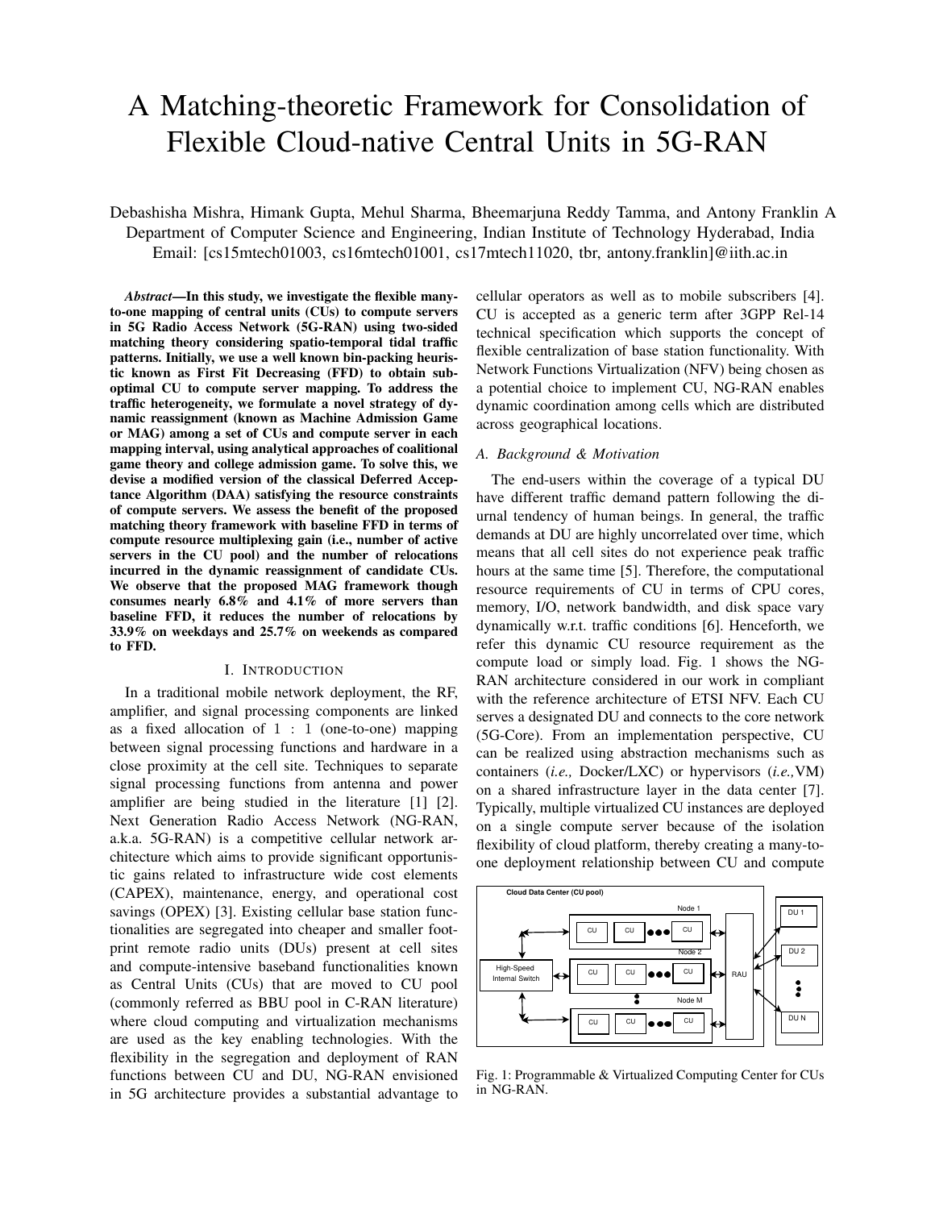# A Matching-theoretic Framework for Consolidation of Flexible Cloud-native Central Units in 5G-RAN

Debashisha Mishra, Himank Gupta, Mehul Sharma, Bheemarjuna Reddy Tamma, and Antony Franklin A
Department of Computer Science and Engineering, Indian Institute of Technology Hyderabad, India
Email: [cs15mtech01003, cs16mtech01001, cs17mtech11020, tbr, antony.franklin]@iith.ac.in

***Abstract*—In this study, we investigate the flexible many-to-one mapping of central units (CUs) to compute servers in 5G Radio Access Network (5G-RAN) using two-sided matching theory considering spatio-temporal tidal traffic patterns. Initially, we use a well known bin-packing heuristic known as First Fit Decreasing (FFD) to obtain sub-optimal CU to compute server mapping. To address the traffic heterogeneity, we formulate a novel strategy of dynamic reassignment (known as Machine Admission Game or MAG) among a set of CUs and compute server in each mapping interval, using analytical approaches of coalitional game theory and college admission game. To solve this, we devise a modified version of the classical Deferred Acceptance Algorithm (DAA) satisfying the resource constraints of compute servers. We assess the benefit of the proposed matching theory framework with baseline FFD in terms of compute resource multiplexing gain (i.e., number of active servers in the CU pool) and the number of relocations incurred in the dynamic reassignment of candidate CUs. We observe that the proposed MAG framework though consumes nearly 6.8% and 4.1% of more servers than baseline FFD, it reduces the number of relocations by 33.9% on weekdays and 25.7% on weekends as compared to FFD.**

## I. Introduction

In a traditional mobile network deployment, the RF, amplifier, and signal processing components are linked as a fixed allocation of 1 : 1 (one-to-one) mapping between signal processing functions and hardware in a close proximity at the cell site. Techniques to separate signal processing functions from antenna and power amplifier are being studied in the literature [1] [2]. Next Generation Radio Access Network (NG-RAN, a.k.a. 5G-RAN) is a competitive cellular network architecture which aims to provide significant opportunistic gains related to infrastructure wide cost elements (CAPEX), maintenance, energy, and operational cost savings (OPEX) [3]. Existing cellular base station functionalities are segregated into cheaper and smaller footprint remote radio units (DUs) present at cell sites and compute-intensive baseband functionalities known as Central Units (CUs) that are moved to CU pool (commonly referred as BBU pool in C-RAN literature) where cloud computing and virtualization mechanisms are used as the key enabling technologies. With the flexibility in the segregation and deployment of RAN functions between CU and DU, NG-RAN envisioned in 5G architecture provides a substantial advantage to cellular operators as well as to mobile subscribers [4]. CU is accepted as a generic term after 3GPP Rel-14 technical specification which supports the concept of flexible centralization of base station functionality. With Network Functions Virtualization (NFV) being chosen as a potential choice to implement CU, NG-RAN enables dynamic coordination among cells which are distributed across geographical locations.

### A. Background & Motivation

The end-users within the coverage of a typical DU have different traffic demand pattern following the diurnal tendency of human beings. In general, the traffic demands at DU are highly uncorrelated over time, which means that all cell sites do not experience peak traffic hours at the same time [5]. Therefore, the computational resource requirements of CU in terms of CPU cores, memory, I/O, network bandwidth, and disk space vary dynamically w.r.t. traffic conditions [6]. Henceforth, we refer this dynamic CU resource requirement as the compute load or simply load. Fig. 1 shows the NG-RAN architecture considered in our work in compliant with the reference architecture of ETSI NFV. Each CU serves a designated DU and connects to the core network (5G-Core). From an implementation perspective, CU can be realized using abstraction mechanisms such as containers (*i.e.,* Docker/LXC) or hypervisors (*i.e.,*VM) on a shared infrastructure layer in the data center [7]. Typically, multiple virtualized CU instances are deployed on a single compute server because of the isolation flexibility of cloud platform, thereby creating a many-to-one deployment relationship between CU and compute

Fig. 1: Programmable & Virtualized Computing Center for CUs in NG-RAN.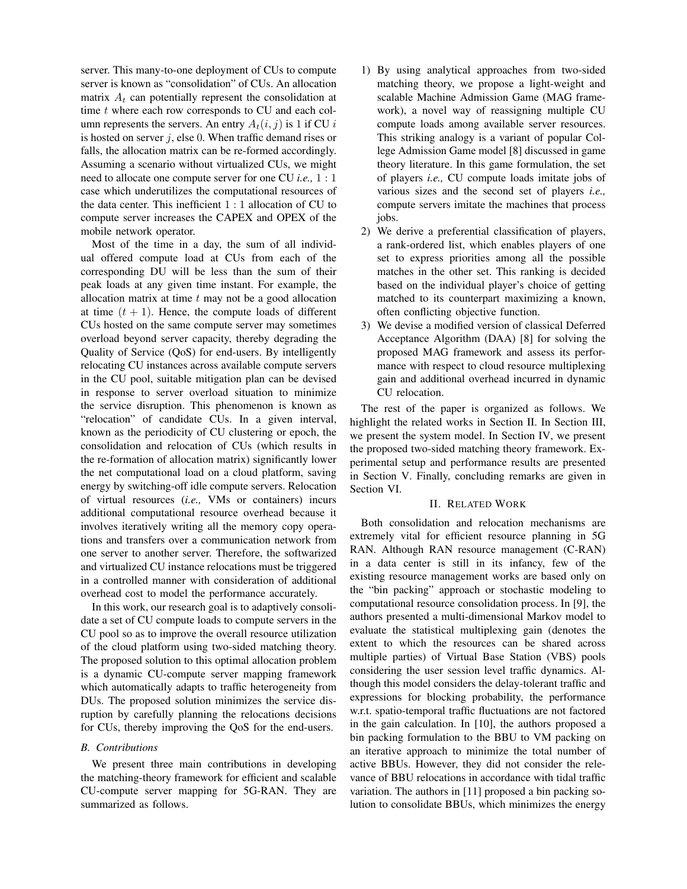server. This many-to-one deployment of CUs to compute server is known as "consolidation" of CUs. An allocation matrix $A_t$ can potentially represent the consolidation at time $t$ where each row corresponds to CU and each column represents the servers. An entry $A_t(i, j)$ is 1 if CU $i$ is hosted on server $j$, else 0. When traffic demand rises or falls, the allocation matrix can be re-formed accordingly. Assuming a scenario without virtualized CUs, we might need to allocate one compute server for one CU *i.e.,* $1:1$ case which underutilizes the computational resources of the data center. This inefficient $1:1$ allocation of CU to compute server increases the CAPEX and OPEX of the mobile network operator.

Most of the time in a day, the sum of all individual offered compute load at CUs from each of the corresponding DU will be less than the sum of their peak loads at any given time instant. For example, the allocation matrix at time $t$ may not be a good allocation at time $(t + 1)$. Hence, the compute loads of different CUs hosted on the same compute server may sometimes overload beyond server capacity, thereby degrading the Quality of Service (QoS) for end-users. By intelligently relocating CU instances across available compute servers in the CU pool, suitable mitigation plan can be devised in response to server overload situation to minimize the service disruption. This phenomenon is known as "relocation" of candidate CUs. In a given interval, known as the periodicity of CU clustering or epoch, the consolidation and relocation of CUs (which results in the re-formation of allocation matrix) significantly lower the net computational load on a cloud platform, saving energy by switching-off idle compute servers. Relocation of virtual resources (*i.e.,* VMs or containers) incurs additional computational resource overhead because it involves iteratively writing all the memory copy operations and transfers over a communication network from one server to another server. Therefore, the softwarized and virtualized CU instance relocations must be triggered in a controlled manner with consideration of additional overhead cost to model the performance accurately.

In this work, our research goal is to adaptively consolidate a set of CU compute loads to compute servers in the CU pool so as to improve the overall resource utilization of the cloud platform using two-sided matching theory. The proposed solution to this optimal allocation problem is a dynamic CU-compute server mapping framework which automatically adapts to traffic heterogeneity from DUs. The proposed solution minimizes the service disruption by carefully planning the relocations decisions for CUs, thereby improving the QoS for the end-users.

### *B. Contributions*

We present three main contributions in developing the matching-theory framework for efficient and scalable CU-compute server mapping for 5G-RAN. They are summarized as follows.

1) By using analytical approaches from two-sided matching theory, we propose a light-weight and scalable Machine Admission Game (MAG framework), a novel way of reassigning multiple CU compute loads among available server resources. This striking analogy is a variant of popular College Admission Game model [8] discussed in game theory literature. In this game formulation, the set of players *i.e.,* CU compute loads imitate jobs of various sizes and the second set of players *i.e.,* compute servers imitate the machines that process jobs.
2) We derive a preferential classification of players, a rank-ordered list, which enables players of one set to express priorities among all the possible matches in the other set. This ranking is decided based on the individual player's choice of getting matched to its counterpart maximizing a known, often conflicting objective function.
3) We devise a modified version of classical Deferred Acceptance Algorithm (DAA) [8] for solving the proposed MAG framework and assess its performance with respect to cloud resource multiplexing gain and additional overhead incurred in dynamic CU relocation.

The rest of the paper is organized as follows. We highlight the related works in Section II. In Section III, we present the system model. In Section IV, we present the proposed two-sided matching theory framework. Experimental setup and performance results are presented in Section V. Finally, concluding remarks are given in Section VI.

## II. Related Work

Both consolidation and relocation mechanisms are extremely vital for efficient resource planning in 5G RAN. Although RAN resource management (C-RAN) in a data center is still in its infancy, few of the existing resource management works are based only on the "bin packing" approach or stochastic modeling to computational resource consolidation process. In [9], the authors presented a multi-dimensional Markov model to evaluate the statistical multiplexing gain (denotes the extent to which the resources can be shared across multiple parties) of Virtual Base Station (VBS) pools considering the user session level traffic dynamics. Although this model considers the delay-tolerant traffic and expressions for blocking probability, the performance w.r.t. spatio-temporal traffic fluctuations are not factored in the gain calculation. In [10], the authors proposed a bin packing formulation to the BBU to VM packing on an iterative approach to minimize the total number of active BBUs. However, they did not consider the relevance of BBU relocations in accordance with tidal traffic variation. The authors in [11] proposed a bin packing solution to consolidate BBUs, which minimizes the energy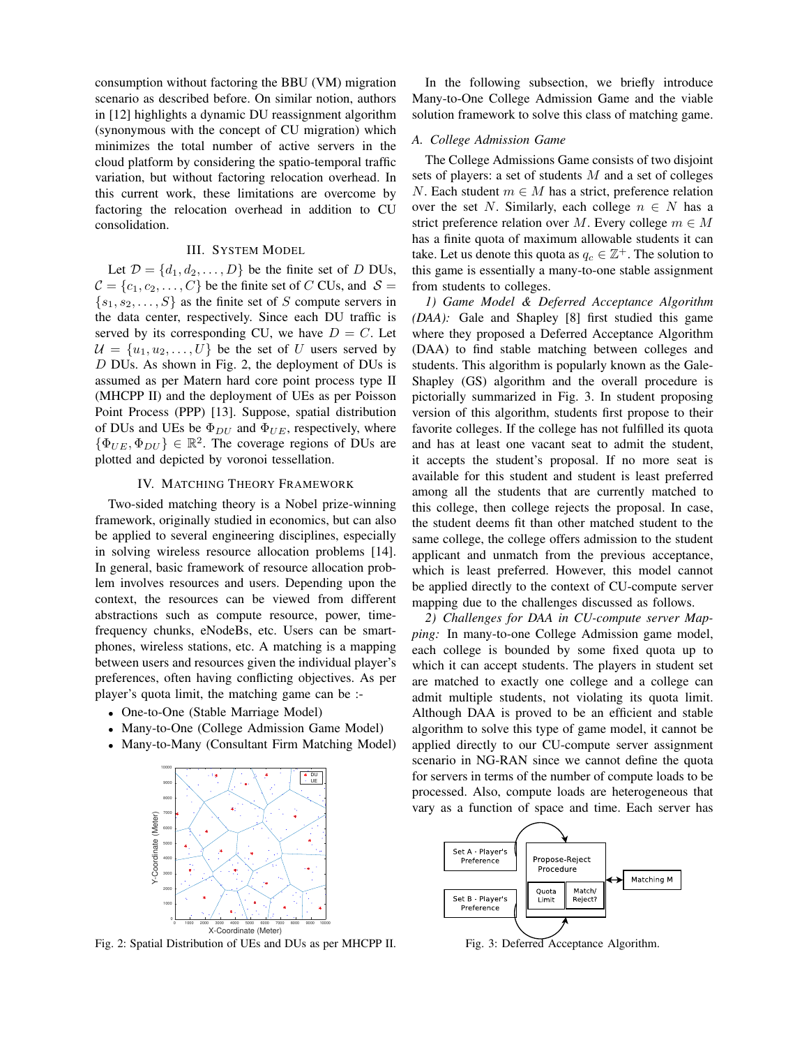consumption without factoring the BBU (VM) migration scenario as described before. On similar notion, authors in [12] highlights a dynamic DU reassignment algorithm (synonymous with the concept of CU migration) which minimizes the total number of active servers in the cloud platform by considering the spatio-temporal traffic variation, but without factoring relocation overhead. In this current work, these limitations are overcome by factoring the relocation overhead in addition to CU consolidation.

## III. System Model

Let $\mathcal{D} = \{d_1, d_2, \ldots, D\}$ be the finite set of $D$ DUs, $\mathcal{C} = \{c_1, c_2, \ldots, C\}$ be the finite set of $C$ CUs, and $\mathcal{S} = \{s_1, s_2, \ldots, S\}$ as the finite set of $S$ compute servers in the data center, respectively. Since each DU traffic is served by its corresponding CU, we have $D = C$. Let $\mathcal{U} = \{u_1, u_2, \ldots, U\}$ be the set of $U$ users served by $D$ DUs. As shown in Fig. 2, the deployment of DUs is assumed as per Matern hard core point process type II (MHCPP II) and the deployment of UEs as per Poisson Point Process (PPP) [13]. Suppose, spatial distribution of DUs and UEs be $\Phi_{DU}$ and $\Phi_{UE}$, respectively, where $\{\Phi_{UE}, \Phi_{DU}\} \in \mathbb{R}^2$. The coverage regions of DUs are plotted and depicted by voronoi tessellation.

## IV. Matching Theory Framework

Two-sided matching theory is a Nobel prize-winning framework, originally studied in economics, but can also be applied to several engineering disciplines, especially in solving wireless resource allocation problems [14]. In general, basic framework of resource allocation problem involves resources and users. Depending upon the context, the resources can be viewed from different abstractions such as compute resource, power, time-frequency chunks, eNodeBs, etc. Users can be smartphones, wireless stations, etc. A matching is a mapping between users and resources given the individual player's preferences, often having conflicting objectives. As per player's quota limit, the matching game can be :-

- One-to-One (Stable Marriage Model)
- Many-to-One (College Admission Game Model)
- Many-to-Many (Consultant Firm Matching Model)

Fig. 2: Spatial Distribution of UEs and DUs as per MHCPP II.

In the following subsection, we briefly introduce Many-to-One College Admission Game and the viable solution framework to solve this class of matching game.

### A. College Admission Game

The College Admissions Game consists of two disjoint sets of players: a set of students $M$ and a set of colleges $N$. Each student $m \in M$ has a strict, preference relation over the set $N$. Similarly, each college $n \in N$ has a strict preference relation over $M$. Every college $m \in M$ has a finite quota of maximum allowable students it can take. Let us denote this quota as $q_c \in \mathbb{Z}^+$. The solution to this game is essentially a many-to-one stable assignment from students to colleges.

*1) Game Model & Deferred Acceptance Algorithm (DAA):* Gale and Shapley [8] first studied this game where they proposed a Deferred Acceptance Algorithm (DAA) to find stable matching between colleges and students. This algorithm is popularly known as the Gale-Shapley (GS) algorithm and the overall procedure is pictorially summarized in Fig. 3. In student proposing version of this algorithm, students first propose to their favorite colleges. If the college has not fulfilled its quota and has at least one vacant seat to admit the student, it accepts the student's proposal. If no more seat is available for this student and student is least preferred among all the students that are currently matched to this college, then college rejects the proposal. In case, the student deems fit than other matched student to the same college, the college offers admission to the student applicant and unmatch from the previous acceptance, which is least preferred. However, this model cannot be applied directly to the context of CU-compute server mapping due to the challenges discussed as follows.

*2) Challenges for DAA in CU-compute server Mapping:* In many-to-one College Admission game model, each college is bounded by some fixed quota up to which it can accept students. The players in student set are matched to exactly one college and a college can admit multiple students, not violating its quota limit. Although DAA is proved to be an efficient and stable algorithm to solve this type of game model, it cannot be applied directly to our CU-compute server assignment scenario in NG-RAN since we cannot define the quota for servers in terms of the number of compute loads to be processed. Also, compute loads are heterogeneous that vary as a function of space and time. Each server has

Fig. 3: Deferred Acceptance Algorithm.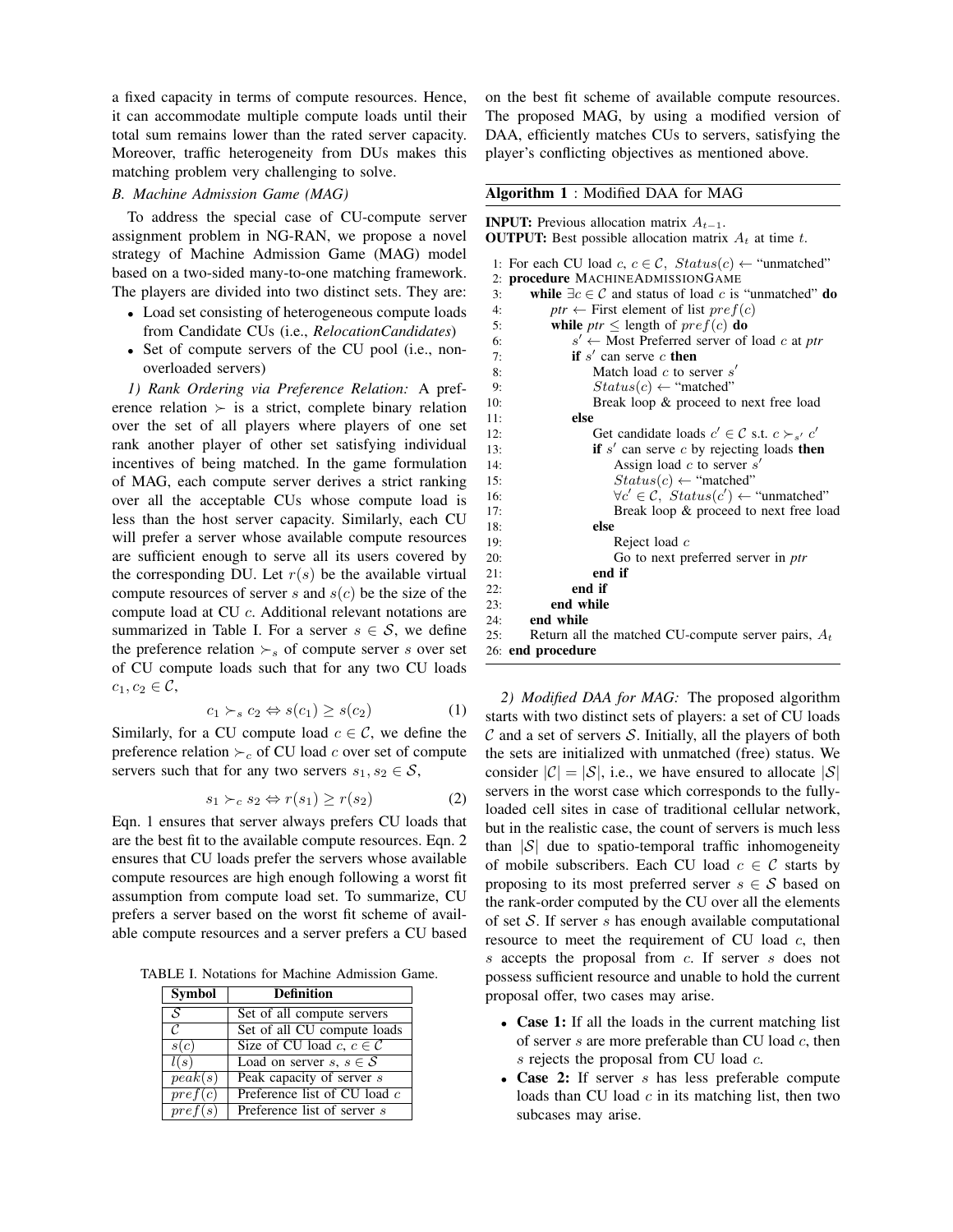a fixed capacity in terms of compute resources. Hence, it can accommodate multiple compute loads until their total sum remains lower than the rated server capacity. Moreover, traffic heterogeneity from DUs makes this matching problem very challenging to solve.

### B. Machine Admission Game (MAG)

To address the special case of CU-compute server assignment problem in NG-RAN, we propose a novel strategy of Machine Admission Game (MAG) model based on a two-sided many-to-one matching framework. The players are divided into two distinct sets. They are:

- Load set consisting of heterogeneous compute loads from Candidate CUs (i.e., *RelocationCandidates*)
- Set of compute servers of the CU pool (i.e., non-overloaded servers)

*1) Rank Ordering via Preference Relation:* A preference relation $\succ$ is a strict, complete binary relation over the set of all players where players of one set rank another player of other set satisfying individual incentives of being matched. In the game formulation of MAG, each compute server derives a strict ranking over all the acceptable CUs whose compute load is less than the host server capacity. Similarly, each CU will prefer a server whose available compute resources are sufficient enough to serve all its users covered by the corresponding DU. Let $r(s)$ be the available virtual compute resources of server $s$ and $s(c)$ be the size of the compute load at CU $c$. Additional relevant notations are summarized in Table I. For a server $s \in \mathcal{S}$, we define the preference relation $\succ_s$ of compute server $s$ over set of CU compute loads such that for any two CU loads $c_1, c_2 \in \mathcal{C}$,

$$c_1 \succ_s c_2 \Leftrightarrow s(c_1) \geq s(c_2) \tag{1}$$

Similarly, for a CU compute load $c \in \mathcal{C}$, we define the preference relation $\succ_c$ of CU load $c$ over set of compute servers such that for any two servers $s_1, s_2 \in \mathcal{S}$,

$$s_1 \succ_c s_2 \Leftrightarrow r(s_1) \geq r(s_2) \tag{2}$$

Eqn. 1 ensures that server always prefers CU loads that are the best fit to the available compute resources. Eqn. 2 ensures that CU loads prefer the servers whose available compute resources are high enough following a worst fit assumption from compute load set. To summarize, CU prefers a server based on the worst fit scheme of available compute resources and a server prefers a CU based on the best fit scheme of available compute resources. The proposed MAG, by using a modified version of DAA, efficiently matches CUs to servers, satisfying the player's conflicting objectives as mentioned above.

TABLE I. Notations for Machine Admission Game.

| Symbol | Definition |
|---|---|
| $\mathcal{S}$ | Set of all compute servers |
| $\mathcal{C}$ | Set of all CU compute loads |
| $s(c)$ | Size of CU load $c$, $c \in \mathcal{C}$ |
| $l(s)$ | Load on server $s$, $s \in \mathcal{S}$ |
| $peak(s)$ | Peak capacity of server $s$ |
| $pref(c)$ | Preference list of CU load $c$ |
| $pref(s)$ | Preference list of server $s$ |

**Algorithm 1** : Modified DAA for MAG

**INPUT:** Previous allocation matrix $A_{t-1}$.
**OUTPUT:** Best possible allocation matrix $A_t$ at time $t$.

```
1: For each CU load c, c ∈ C, Status(c) ← "unmatched"
2: procedure MACHINEADMISSIONGAME
3:     while ∃c ∈ C and status of load c is "unmatched" do
4:         ptr ← First element of list pref(c)
5:         while ptr ≤ length of pref(c) do
6:             s' ← Most Preferred server of load c at ptr
7:             if s' can serve c then
8:                 Match load c to server s'
9:                 Status(c) ← "matched"
10:                Break loop & proceed to next free load
11:            else
12:                Get candidate loads c' ∈ C s.t. c ≻_{s'} c'
13:                if s' can serve c by rejecting loads then
14:                    Assign load c to server s'
15:                    Status(c) ← "matched"
16:                    ∀c' ∈ C, Status(c') ← "unmatched"
17:                    Break loop & proceed to next free load
18:                else
19:                    Reject load c
20:                    Go to next preferred server in ptr
21:                end if
22:            end if
23:        end while
24:    end while
25:    Return all the matched CU-compute server pairs, A_t
26: end procedure
```

*2) Modified DAA for MAG:* The proposed algorithm starts with two distinct sets of players: a set of CU loads $\mathcal{C}$ and a set of servers $\mathcal{S}$. Initially, all the players of both the sets are initialized with unmatched (free) status. We consider $|\mathcal{C}| = |\mathcal{S}|$, i.e., we have ensured to allocate $|\mathcal{S}|$ servers in the worst case which corresponds to the fully-loaded cell sites in case of traditional cellular network, but in the realistic case, the count of servers is much less than $|\mathcal{S}|$ due to spatio-temporal traffic inhomogeneity of mobile subscribers. Each CU load $c \in \mathcal{C}$ starts by proposing to its most preferred server $s \in \mathcal{S}$ based on the rank-order computed by the CU over all the elements of set $\mathcal{S}$. If server $s$ has enough available computational resource to meet the requirement of CU load $c$, then $s$ accepts the proposal from $c$. If server $s$ does not possess sufficient resource and unable to hold the current proposal offer, two cases may arise.

- **Case 1:** If all the loads in the current matching list of server $s$ are more preferable than CU load $c$, then $s$ rejects the proposal from CU load $c$.
- **Case 2:** If server $s$ has less preferable compute loads than CU load $c$ in its matching list, then two subcases may arise.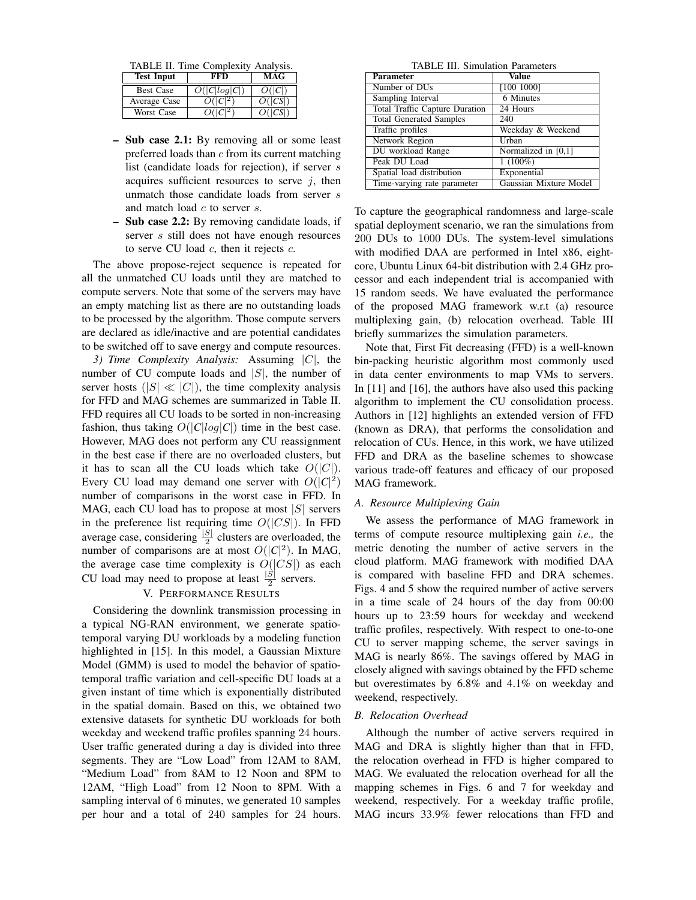TABLE II. Time Complexity Analysis.

| Test Input | FFD | MAG |
|---|---|---|
| Best Case | $O(\|C\|log\|C\|)$ | $O(\|C\|)$ |
| Average Case | $O(\|C\|^2)$ | $O(\|CS\|)$ |
| Worst Case | $O(\|C\|^2)$ | $O(\|CS\|)$ |

- **Sub case 2.1:** By removing all or some least preferred loads than $c$ from its current matching list (candidate loads for rejection), if server $s$ acquires sufficient resources to serve $j$, then unmatch those candidate loads from server $s$ and match load $c$ to server $s$.
- **Sub case 2.2:** By removing candidate loads, if server $s$ still does not have enough resources to serve CU load $c$, then it rejects $c$.

The above propose-reject sequence is repeated for all the unmatched CU loads until they are matched to compute servers. Note that some of the servers may have an empty matching list as there are no outstanding loads to be processed by the algorithm. Those compute servers are declared as idle/inactive and are potential candidates to be switched off to save energy and compute resources.

*3) Time Complexity Analysis:* Assuming $|C|$, the number of CU compute loads and $|S|$, the number of server hosts ($|S| \ll |C|$), the time complexity analysis for FFD and MAG schemes are summarized in Table II. FFD requires all CU loads to be sorted in non-increasing fashion, thus taking $O(|C|log|C|)$ time in the best case. However, MAG does not perform any CU reassignment in the best case if there are no overloaded clusters, but it has to scan all the CU loads which take $O(|C|)$. Every CU load may demand one server with $O(|C|^2)$ number of comparisons in the worst case in FFD. In MAG, each CU load has to propose at most $|S|$ servers in the preference list requiring time $O(|CS|)$. In FFD average case, considering $\frac{|S|}{2}$ clusters are overloaded, the number of comparisons are at most $O(|C|^2)$. In MAG, the average case time complexity is $O(|CS|)$ as each CU load may need to propose at least $\frac{|S|}{2}$ servers.

## V. Performance Results

Considering the downlink transmission processing in a typical NG-RAN environment, we generate spatio-temporal varying DU workloads by a modeling function highlighted in [15]. In this model, a Gaussian Mixture Model (GMM) is used to model the behavior of spatio-temporal traffic variation and cell-specific DU loads at a given instant of time which is exponentially distributed in the spatial domain. Based on this, we obtained two extensive datasets for synthetic DU workloads for both weekday and weekend traffic profiles spanning 24 hours. User traffic generated during a day is divided into three segments. They are "Low Load" from 12AM to 8AM, "Medium Load" from 8AM to 12 Noon and 8PM to 12AM, "High Load" from 12 Noon to 8PM. With a sampling interval of 6 minutes, we generated 10 samples per hour and a total of 240 samples for 24 hours.

TABLE III. Simulation Parameters

| Parameter | Value |
|---|---|
| Number of DUs | [100 1000] |
| Sampling Interval | 6 Minutes |
| Total Traffic Capture Duration | 24 Hours |
| Total Generated Samples | 240 |
| Traffic profiles | Weekday & Weekend |
| Network Region | Urban |
| DU workload Range | Normalized in [0,1] |
| Peak DU Load | 1 (100%) |
| Spatial load distribution | Exponential |
| Time-varying rate parameter | Gaussian Mixture Model |

To capture the geographical randomness and large-scale spatial deployment scenario, we ran the simulations from 200 DUs to 1000 DUs. The system-level simulations with modified DAA are performed in Intel x86, eight-core, Ubuntu Linux 64-bit distribution with 2.4 GHz processor and each independent trial is accompanied with 15 random seeds. We have evaluated the performance of the proposed MAG framework w.r.t (a) resource multiplexing gain, (b) relocation overhead. Table III briefly summarizes the simulation parameters.

Note that, First Fit decreasing (FFD) is a well-known bin-packing heuristic algorithm most commonly used in data center environments to map VMs to servers. In [11] and [16], the authors have also used this packing algorithm to implement the CU consolidation process. Authors in [12] highlights an extended version of FFD (known as DRA), that performs the consolidation and relocation of CUs. Hence, in this work, we have utilized FFD and DRA as the baseline schemes to showcase various trade-off features and efficacy of our proposed MAG framework.

### A. Resource Multiplexing Gain

We assess the performance of MAG framework in terms of compute resource multiplexing gain *i.e.,* the metric denoting the number of active servers in the cloud platform. MAG framework with modified DAA is compared with baseline FFD and DRA schemes. Figs. 4 and 5 show the required number of active servers in a time scale of 24 hours of the day from 00:00 hours up to 23:59 hours for weekday and weekend traffic profiles, respectively. With respect to one-to-one CU to server mapping scheme, the server savings in MAG is nearly 86%. The savings offered by MAG in closely aligned with savings obtained by the FFD scheme but overestimates by 6.8% and 4.1% on weekday and weekend, respectively.

### B. Relocation Overhead

Although the number of active servers required in MAG and DRA is slightly higher than that in FFD, the relocation overhead in FFD is higher compared to MAG. We evaluated the relocation overhead for all the mapping schemes in Figs. 6 and 7 for weekday and weekend, respectively. For a weekday traffic profile, MAG incurs 33.9% fewer relocations than FFD and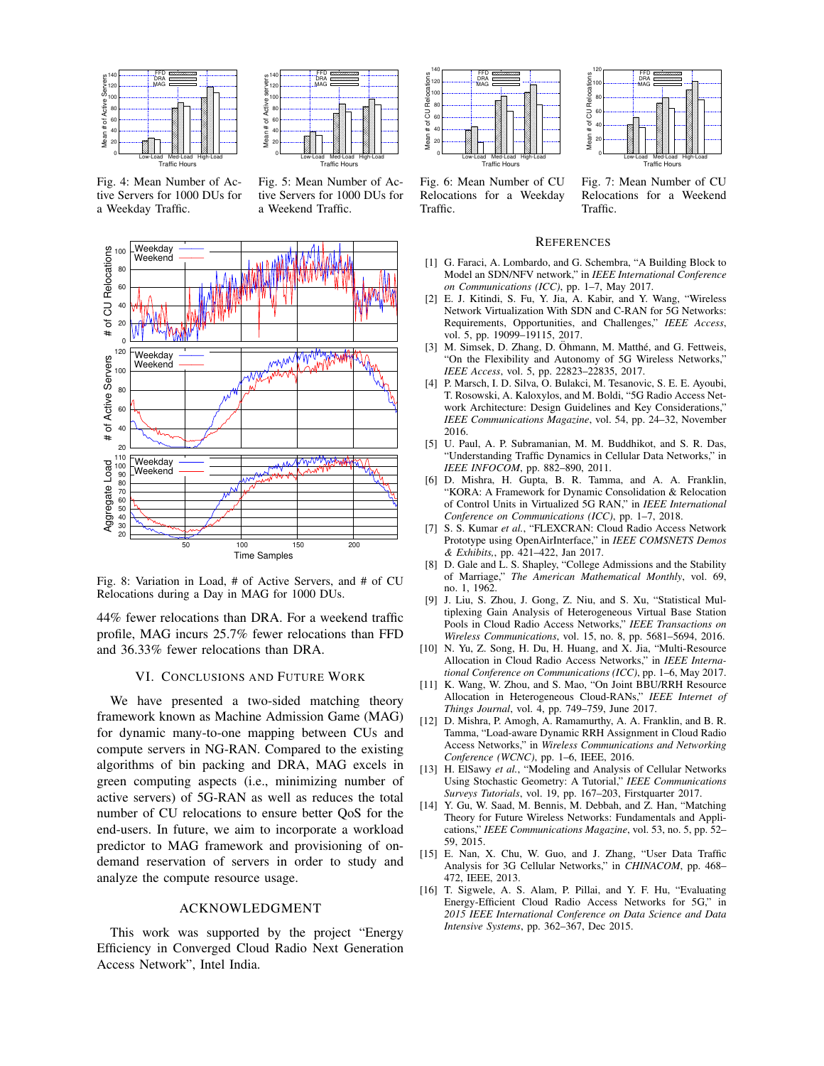Low-Load Med-Load High-Load
Traffic Hours
Mean # of Active Servers
FFD DRA MAG

Fig. 4: Mean Number of Active Servers for 1000 DUs for a Weekday Traffic.

Low-Load Med-Load High-Load
Traffic Hours
Mean # of Active servers
FFD DRA MAG

Fig. 5: Mean Number of Active Servers for 1000 DUs for a Weekend Traffic.

Low-Load Med-Load High-Load
Traffic Hours
Mean # of CU Relocations
FFD DRA MAG

Fig. 6: Mean Number of CU Relocations for a Weekday Traffic.

Low-Load Med-Load High-Load
Traffic Hours
Mean # of CU Relocations
FFD DRA MAG

Fig. 7: Mean Number of CU Relocations for a Weekend Traffic.

# of CU Relocations
# of Active Servers
Aggregate Load
Weekday Weekend
Time Samples

Fig. 8: Variation in Load, # of Active Servers, and # of CU Relocations during a Day in MAG for 1000 DUs.

44% fewer relocations than DRA. For a weekend traffic profile, MAG incurs 25.7% fewer relocations than FFD and 36.33% fewer relocations than DRA.

## VI. Conclusions and Future Work

We have presented a two-sided matching theory framework known as Machine Admission Game (MAG) for dynamic many-to-one mapping between CUs and compute servers in NG-RAN. Compared to the existing algorithms of bin packing and DRA, MAG excels in green computing aspects (i.e., minimizing number of active servers) of 5G-RAN as well as reduces the total number of CU relocations to ensure better QoS for the end-users. In future, we aim to incorporate a workload predictor to MAG framework and provisioning of on-demand reservation of servers in order to study and analyze the compute resource usage.

## Acknowledgment

This work was supported by the project "Energy Efficiency in Converged Cloud Radio Next Generation Access Network", Intel India.

## References

[1] G. Faraci, A. Lombardo, and G. Schembra, "A Building Block to Model an SDN/NFV network," in *IEEE International Conference on Communications (ICC)*, pp. 1–7, May 2017.

[2] E. J. Kitindi, S. Fu, Y. Jia, A. Kabir, and Y. Wang, "Wireless Network Virtualization With SDN and C-RAN for 5G Networks: Requirements, Opportunities, and Challenges," *IEEE Access*, vol. 5, pp. 19099–19115, 2017.

[3] M. Simsek, D. Zhang, D. Öhmann, M. Matthé, and G. Fettweis, "On the Flexibility and Autonomy of 5G Wireless Networks," *IEEE Access*, vol. 5, pp. 22823–22835, 2017.

[4] P. Marsch, I. D. Silva, O. Bulakci, M. Tesanovic, S. E. E. Ayoubi, T. Rosowski, A. Kaloxylos, and M. Boldi, "5G Radio Access Network Architecture: Design Guidelines and Key Considerations," *IEEE Communications Magazine*, vol. 54, pp. 24–32, November 2016.

[5] U. Paul, A. P. Subramanian, M. M. Buddhikot, and S. R. Das, "Understanding Traffic Dynamics in Cellular Data Networks," in *IEEE INFOCOM*, pp. 882–890, 2011.

[6] D. Mishra, H. Gupta, B. R. Tamma, and A. A. Franklin, "KORA: A Framework for Dynamic Consolidation & Relocation of Control Units in Virtualized 5G RAN," in *IEEE International Conference on Communications (ICC)*, pp. 1–7, 2018.

[7] S. S. Kumar *et al.*, "FLEXCRAN: Cloud Radio Access Network Prototype using OpenAirInterface," in *IEEE COMSNETS Demos & Exhibits,*, pp. 421–422, Jan 2017.

[8] D. Gale and L. S. Shapley, "College Admissions and the Stability of Marriage," *The American Mathematical Monthly*, vol. 69, no. 1, 1962.

[9] J. Liu, S. Zhou, J. Gong, Z. Niu, and S. Xu, "Statistical Multiplexing Gain Analysis of Heterogeneous Virtual Base Station Pools in Cloud Radio Access Networks," *IEEE Transactions on Wireless Communications*, vol. 15, no. 8, pp. 5681–5694, 2016.

[10] N. Yu, Z. Song, H. Du, H. Huang, and X. Jia, "Multi-Resource Allocation in Cloud Radio Access Networks," in *IEEE International Conference on Communications (ICC)*, pp. 1–6, May 2017.

[11] K. Wang, W. Zhou, and S. Mao, "On Joint BBU/RRH Resource Allocation in Heterogeneous Cloud-RANs," *IEEE Internet of Things Journal*, vol. 4, pp. 749–759, June 2017.

[12] D. Mishra, P. Amogh, A. Ramamurthy, A. A. Franklin, and B. R. Tamma, "Load-aware Dynamic RRH Assignment in Cloud Radio Access Networks," in *Wireless Communications and Networking Conference (WCNC)*, pp. 1–6, IEEE, 2016.

[13] H. ElSawy *et al.*, "Modeling and Analysis of Cellular Networks Using Stochastic Geometry: A Tutorial," *IEEE Communications Surveys Tutorials*, vol. 19, pp. 167–203, Firstquarter 2017.

[14] Y. Gu, W. Saad, M. Bennis, M. Debbah, and Z. Han, "Matching Theory for Future Wireless Networks: Fundamentals and Applications," *IEEE Communications Magazine*, vol. 53, no. 5, pp. 52–59, 2015.

[15] E. Nan, X. Chu, W. Guo, and J. Zhang, "User Data Traffic Analysis for 3G Cellular Networks," in *CHINACOM*, pp. 468–472, IEEE, 2013.

[16] T. Sigwele, A. S. Alam, P. Pillai, and Y. F. Hu, "Evaluating Energy-Efficient Cloud Radio Access Networks for 5G," in *2015 IEEE International Conference on Data Science and Data Intensive Systems*, pp. 362–367, Dec 2015.